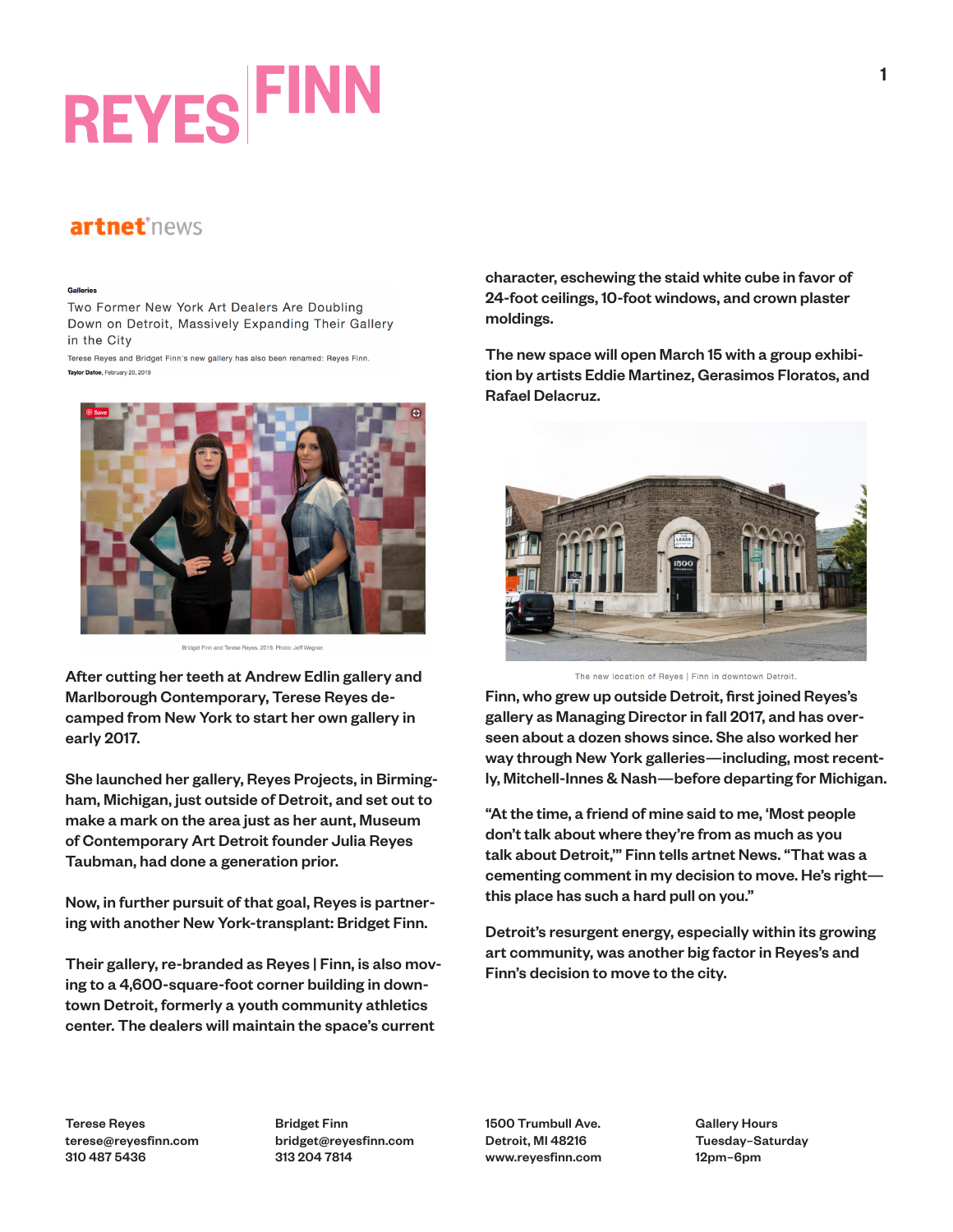# REYES | FINN

artnet news

Galleries

## Two Former New York Art Dealers Are Doubling Down on Detroit, Massively Expanding Their Gallery in the City

Terese Reyes and Bridget Finn's new gallery has also been renamed: Reyes Finn.

**Taylor Dafoe**, February 20, 2019

Bridget Finn and Terese Reyes, 2019. Photo: Jeff Wegner.

After cutting her teeth at Andrew Edlin gallery and Marlborough Contemporary, Terese Reyes decamped from New York to start her own gallery in early 2017.

She launched her gallery, Reyes Projects, in Birmingham, Michigan, just outside of Detroit, and set out to make a mark on the area just as her aunt, Museum of Contemporary Art Detroit founder Julia Reyes Taubman, had done a generation prior.

Now, in further pursuit of that goal, Reyes is partnering with another New York-transplant: Bridget Finn.

Their gallery, re-branded as Reyes | Finn, is also moving to a 4,600-square-foot corner building in downtown Detroit, formerly a youth community athletics center. The dealers will maintain the space's current character, eschewing the staid white cube in favor of 24-foot ceilings, 10-foot windows, and crown plaster moldings.

The new space will open March 15 with a group exhibition by artists Eddie Martinez, Gerasimos Floratos, and Rafael Delacruz.

The new location of Reyes | Finn in downtown Detroit.

Finn, who grew up outside Detroit, first joined Reyes's gallery as Managing Director in fall 2017, and has overseen about a dozen shows since. She also worked her way through New York galleries—including, most recently, Mitchell-Innes & Nash—before departing for Michigan.

"At the time, a friend of mine said to me, 'Most people don't talk about where they're from as much as you talk about Detroit,'" Finn tells artnet News. "That was a cementing comment in my decision to move. He's right—this place has such a hard pull on you."

Detroit's resurgent energy, especially within its growing art community, was another big factor in Reyes's and Finn's decision to move to the city.

Terese Reyes
terese@reyesfinn.com
310 487 5436

Bridget Finn
bridget@reyesfinn.com
313 204 7814

1500 Trumbull Ave.
Detroit, MI 48216
www.reyesfinn.com

Gallery Hours
Tuesday–Saturday
12pm–6pm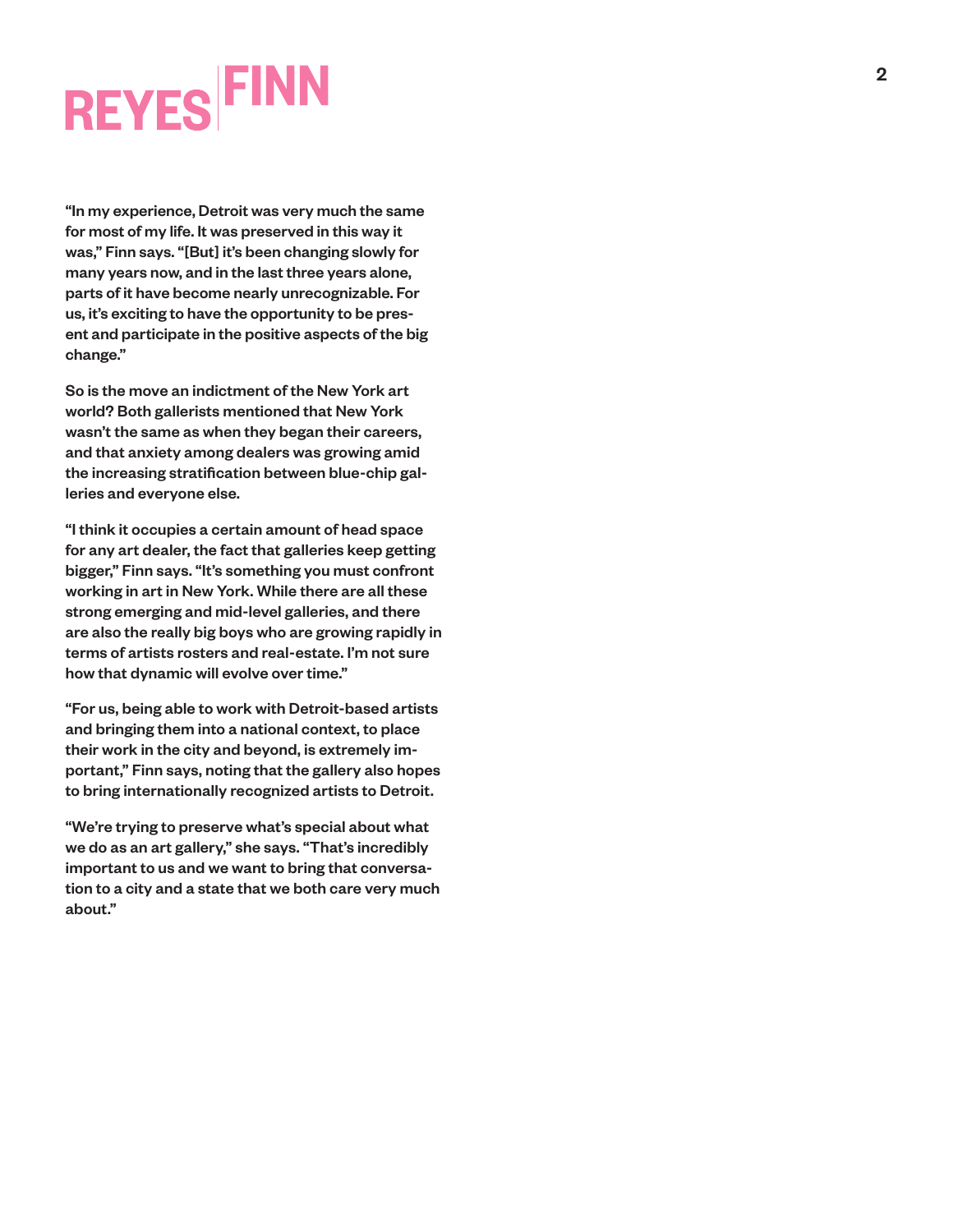"In my experience, Detroit was very much the same for most of my life. It was preserved in this way it was," Finn says. "[But] it's been changing slowly for many years now, and in the last three years alone, parts of it have become nearly unrecognizable. For us, it's exciting to have the opportunity to be present and participate in the positive aspects of the big change."

So is the move an indictment of the New York art world? Both gallerists mentioned that New York wasn't the same as when they began their careers, and that anxiety among dealers was growing amid the increasing stratification between blue-chip galleries and everyone else.

"I think it occupies a certain amount of head space for any art dealer, the fact that galleries keep getting bigger," Finn says. "It's something you must confront working in art in New York. While there are all these strong emerging and mid-level galleries, and there are also the really big boys who are growing rapidly in terms of artists rosters and real-estate. I'm not sure how that dynamic will evolve over time."

"For us, being able to work with Detroit-based artists and bringing them into a national context, to place their work in the city and beyond, is extremely important," Finn says, noting that the gallery also hopes to bring internationally recognized artists to Detroit.

"We're trying to preserve what's special about what we do as an art gallery," she says. "That's incredibly important to us and we want to bring that conversation to a city and a state that we both care very much about."